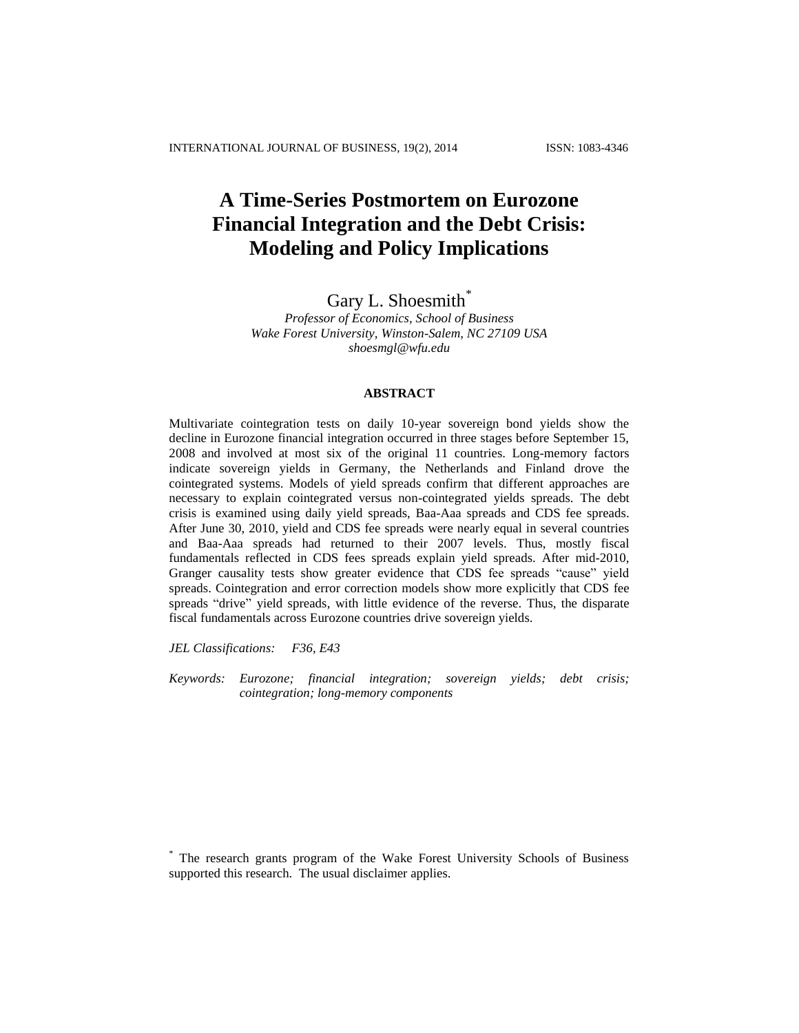# A Time-Series Postmortem on Eurozone Financial Integration and the Debt Crisis: Modeling and Policy Implications

Gary L. Shoesmith[*]

*Professor of Economics, School of Business*
*Wake Forest University, Winston-Salem, NC 27109 USA*
*shoesmgl@wfu.edu*

## ABSTRACT

Multivariate cointegration tests on daily 10-year sovereign bond yields show the decline in Eurozone financial integration occurred in three stages before September 15, 2008 and involved at most six of the original 11 countries. Long-memory factors indicate sovereign yields in Germany, the Netherlands and Finland drove the cointegrated systems. Models of yield spreads confirm that different approaches are necessary to explain cointegrated versus non-cointegrated yields spreads. The debt crisis is examined using daily yield spreads, Baa-Aaa spreads and CDS fee spreads. After June 30, 2010, yield and CDS fee spreads were nearly equal in several countries and Baa-Aaa spreads had returned to their 2007 levels. Thus, mostly fiscal fundamentals reflected in CDS fees spreads explain yield spreads. After mid-2010, Granger causality tests show greater evidence that CDS fee spreads "cause" yield spreads. Cointegration and error correction models show more explicitly that CDS fee spreads "drive" yield spreads, with little evidence of the reverse. Thus, the disparate fiscal fundamentals across Eurozone countries drive sovereign yields.

*JEL Classifications:* *F36, E43*

*Keywords:* *Eurozone; financial integration; sovereign yields; debt crisis; cointegration; long-memory components*

[*] The research grants program of the Wake Forest University Schools of Business supported this research. The usual disclaimer applies.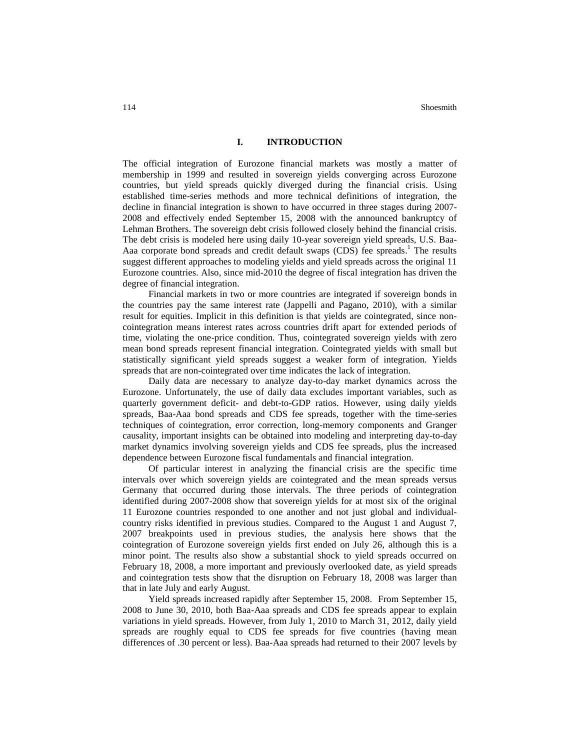## I. INTRODUCTION

The official integration of Eurozone financial markets was mostly a matter of membership in 1999 and resulted in sovereign yields converging across Eurozone countries, but yield spreads quickly diverged during the financial crisis. Using established time-series methods and more technical definitions of integration, the decline in financial integration is shown to have occurred in three stages during 2007-2008 and effectively ended September 15, 2008 with the announced bankruptcy of Lehman Brothers. The sovereign debt crisis followed closely behind the financial crisis. The debt crisis is modeled here using daily 10-year sovereign yield spreads, U.S. Baa-Aaa corporate bond spreads and credit default swaps (CDS) fee spreads.[1] The results suggest different approaches to modeling yields and yield spreads across the original 11 Eurozone countries. Also, since mid-2010 the degree of fiscal integration has driven the degree of financial integration.

Financial markets in two or more countries are integrated if sovereign bonds in the countries pay the same interest rate (Jappelli and Pagano, 2010), with a similar result for equities. Implicit in this definition is that yields are cointegrated, since non-cointegration means interest rates across countries drift apart for extended periods of time, violating the one-price condition. Thus, cointegrated sovereign yields with zero mean bond spreads represent financial integration. Cointegrated yields with small but statistically significant yield spreads suggest a weaker form of integration. Yields spreads that are non-cointegrated over time indicates the lack of integration.

Daily data are necessary to analyze day-to-day market dynamics across the Eurozone. Unfortunately, the use of daily data excludes important variables, such as quarterly government deficit- and debt-to-GDP ratios. However, using daily yields spreads, Baa-Aaa bond spreads and CDS fee spreads, together with the time-series techniques of cointegration, error correction, long-memory components and Granger causality, important insights can be obtained into modeling and interpreting day-to-day market dynamics involving sovereign yields and CDS fee spreads, plus the increased dependence between Eurozone fiscal fundamentals and financial integration.

Of particular interest in analyzing the financial crisis are the specific time intervals over which sovereign yields are cointegrated and the mean spreads versus Germany that occurred during those intervals. The three periods of cointegration identified during 2007-2008 show that sovereign yields for at most six of the original 11 Eurozone countries responded to one another and not just global and individual-country risks identified in previous studies. Compared to the August 1 and August 7, 2007 breakpoints used in previous studies, the analysis here shows that the cointegration of Eurozone sovereign yields first ended on July 26, although this is a minor point. The results also show a substantial shock to yield spreads occurred on February 18, 2008, a more important and previously overlooked date, as yield spreads and cointegration tests show that the disruption on February 18, 2008 was larger than that in late July and early August.

Yield spreads increased rapidly after September 15, 2008. From September 15, 2008 to June 30, 2010, both Baa-Aaa spreads and CDS fee spreads appear to explain variations in yield spreads. However, from July 1, 2010 to March 31, 2012, daily yield spreads are roughly equal to CDS fee spreads for five countries (having mean differences of .30 percent or less). Baa-Aaa spreads had returned to their 2007 levels by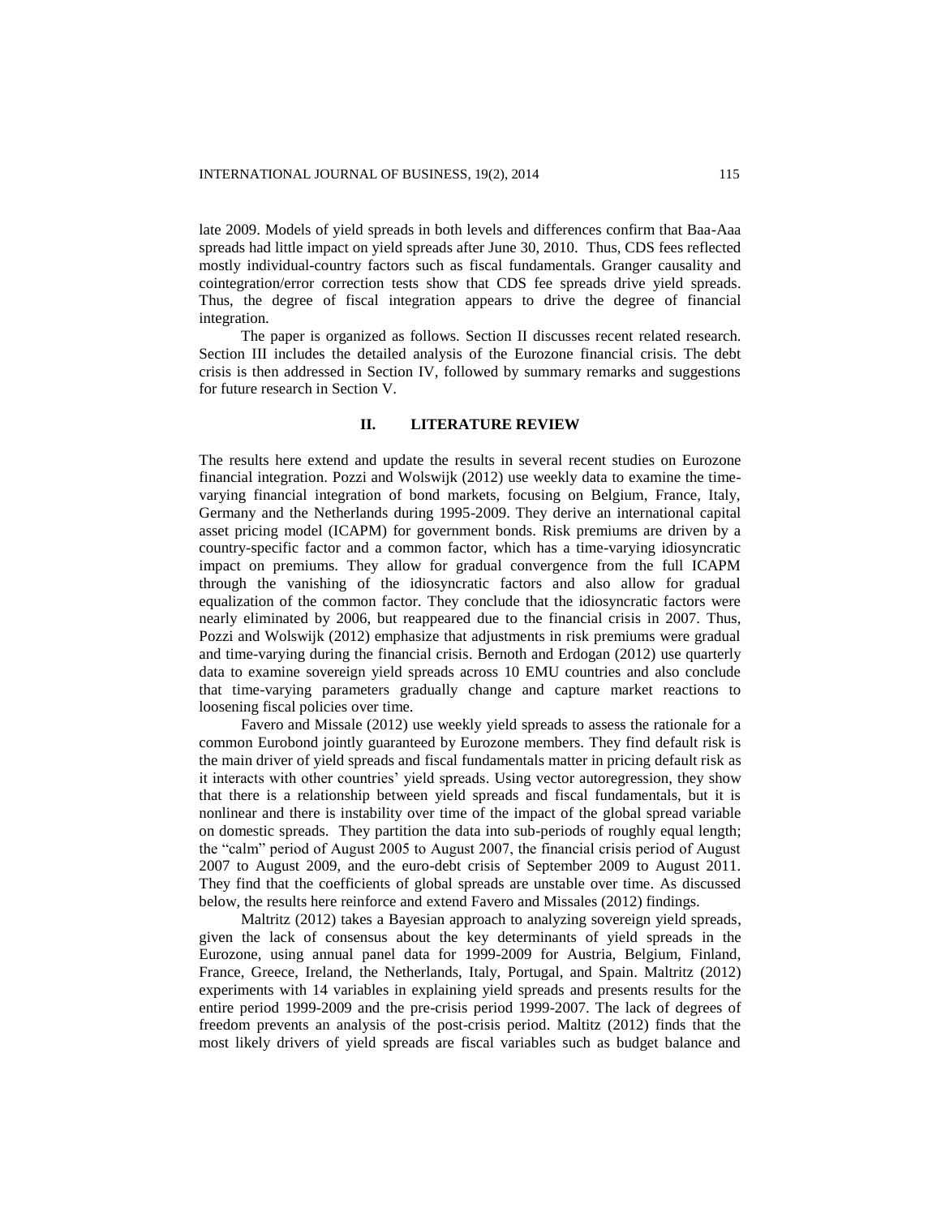late 2009. Models of yield spreads in both levels and differences confirm that Baa-Aaa spreads had little impact on yield spreads after June 30, 2010. Thus, CDS fees reflected mostly individual-country factors such as fiscal fundamentals. Granger causality and cointegration/error correction tests show that CDS fee spreads drive yield spreads. Thus, the degree of fiscal integration appears to drive the degree of financial integration.

The paper is organized as follows. Section II discusses recent related research. Section III includes the detailed analysis of the Eurozone financial crisis. The debt crisis is then addressed in Section IV, followed by summary remarks and suggestions for future research in Section V.

## II. LITERATURE REVIEW

The results here extend and update the results in several recent studies on Eurozone financial integration. Pozzi and Wolswijk (2012) use weekly data to examine the time-varying financial integration of bond markets, focusing on Belgium, France, Italy, Germany and the Netherlands during 1995-2009. They derive an international capital asset pricing model (ICAPM) for government bonds. Risk premiums are driven by a country-specific factor and a common factor, which has a time-varying idiosyncratic impact on premiums. They allow for gradual convergence from the full ICAPM through the vanishing of the idiosyncratic factors and also allow for gradual equalization of the common factor. They conclude that the idiosyncratic factors were nearly eliminated by 2006, but reappeared due to the financial crisis in 2007. Thus, Pozzi and Wolswijk (2012) emphasize that adjustments in risk premiums were gradual and time-varying during the financial crisis. Bernoth and Erdogan (2012) use quarterly data to examine sovereign yield spreads across 10 EMU countries and also conclude that time-varying parameters gradually change and capture market reactions to loosening fiscal policies over time.

Favero and Missale (2012) use weekly yield spreads to assess the rationale for a common Eurobond jointly guaranteed by Eurozone members. They find default risk is the main driver of yield spreads and fiscal fundamentals matter in pricing default risk as it interacts with other countries' yield spreads. Using vector autoregression, they show that there is a relationship between yield spreads and fiscal fundamentals, but it is nonlinear and there is instability over time of the impact of the global spread variable on domestic spreads. They partition the data into sub-periods of roughly equal length; the "calm" period of August 2005 to August 2007, the financial crisis period of August 2007 to August 2009, and the euro-debt crisis of September 2009 to August 2011. They find that the coefficients of global spreads are unstable over time. As discussed below, the results here reinforce and extend Favero and Missales (2012) findings.

Maltritz (2012) takes a Bayesian approach to analyzing sovereign yield spreads, given the lack of consensus about the key determinants of yield spreads in the Eurozone, using annual panel data for 1999-2009 for Austria, Belgium, Finland, France, Greece, Ireland, the Netherlands, Italy, Portugal, and Spain. Maltritz (2012) experiments with 14 variables in explaining yield spreads and presents results for the entire period 1999-2009 and the pre-crisis period 1999-2007. The lack of degrees of freedom prevents an analysis of the post-crisis period. Maltitz (2012) finds that the most likely drivers of yield spreads are fiscal variables such as budget balance and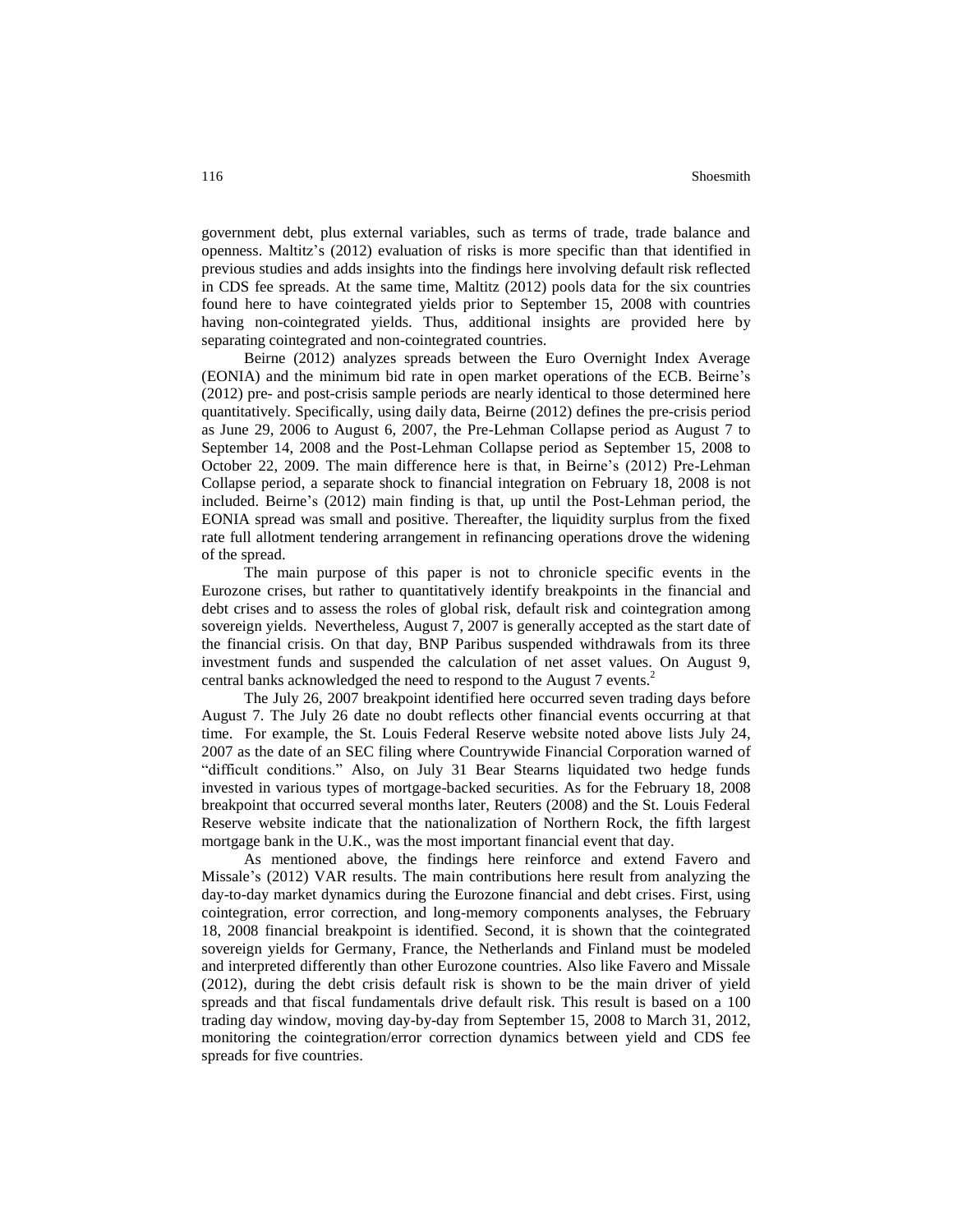government debt, plus external variables, such as terms of trade, trade balance and openness. Maltitz's (2012) evaluation of risks is more specific than that identified in previous studies and adds insights into the findings here involving default risk reflected in CDS fee spreads. At the same time, Maltitz (2012) pools data for the six countries found here to have cointegrated yields prior to September 15, 2008 with countries having non-cointegrated yields. Thus, additional insights are provided here by separating cointegrated and non-cointegrated countries.

Beirne (2012) analyzes spreads between the Euro Overnight Index Average (EONIA) and the minimum bid rate in open market operations of the ECB. Beirne's (2012) pre- and post-crisis sample periods are nearly identical to those determined here quantitatively. Specifically, using daily data, Beirne (2012) defines the pre-crisis period as June 29, 2006 to August 6, 2007, the Pre-Lehman Collapse period as August 7 to September 14, 2008 and the Post-Lehman Collapse period as September 15, 2008 to October 22, 2009. The main difference here is that, in Beirne's (2012) Pre-Lehman Collapse period, a separate shock to financial integration on February 18, 2008 is not included. Beirne's (2012) main finding is that, up until the Post-Lehman period, the EONIA spread was small and positive. Thereafter, the liquidity surplus from the fixed rate full allotment tendering arrangement in refinancing operations drove the widening of the spread.

The main purpose of this paper is not to chronicle specific events in the Eurozone crises, but rather to quantitatively identify breakpoints in the financial and debt crises and to assess the roles of global risk, default risk and cointegration among sovereign yields. Nevertheless, August 7, 2007 is generally accepted as the start date of the financial crisis. On that day, BNP Paribus suspended withdrawals from its three investment funds and suspended the calculation of net asset values. On August 9, central banks acknowledged the need to respond to the August 7 events.[2]

The July 26, 2007 breakpoint identified here occurred seven trading days before August 7. The July 26 date no doubt reflects other financial events occurring at that time. For example, the St. Louis Federal Reserve website noted above lists July 24, 2007 as the date of an SEC filing where Countrywide Financial Corporation warned of "difficult conditions." Also, on July 31 Bear Stearns liquidated two hedge funds invested in various types of mortgage-backed securities. As for the February 18, 2008 breakpoint that occurred several months later, Reuters (2008) and the St. Louis Federal Reserve website indicate that the nationalization of Northern Rock, the fifth largest mortgage bank in the U.K., was the most important financial event that day.

As mentioned above, the findings here reinforce and extend Favero and Missale's (2012) VAR results. The main contributions here result from analyzing the day-to-day market dynamics during the Eurozone financial and debt crises. First, using cointegration, error correction, and long-memory components analyses, the February 18, 2008 financial breakpoint is identified. Second, it is shown that the cointegrated sovereign yields for Germany, France, the Netherlands and Finland must be modeled and interpreted differently than other Eurozone countries. Also like Favero and Missale (2012), during the debt crisis default risk is shown to be the main driver of yield spreads and that fiscal fundamentals drive default risk. This result is based on a 100 trading day window, moving day-by-day from September 15, 2008 to March 31, 2012, monitoring the cointegration/error correction dynamics between yield and CDS fee spreads for five countries.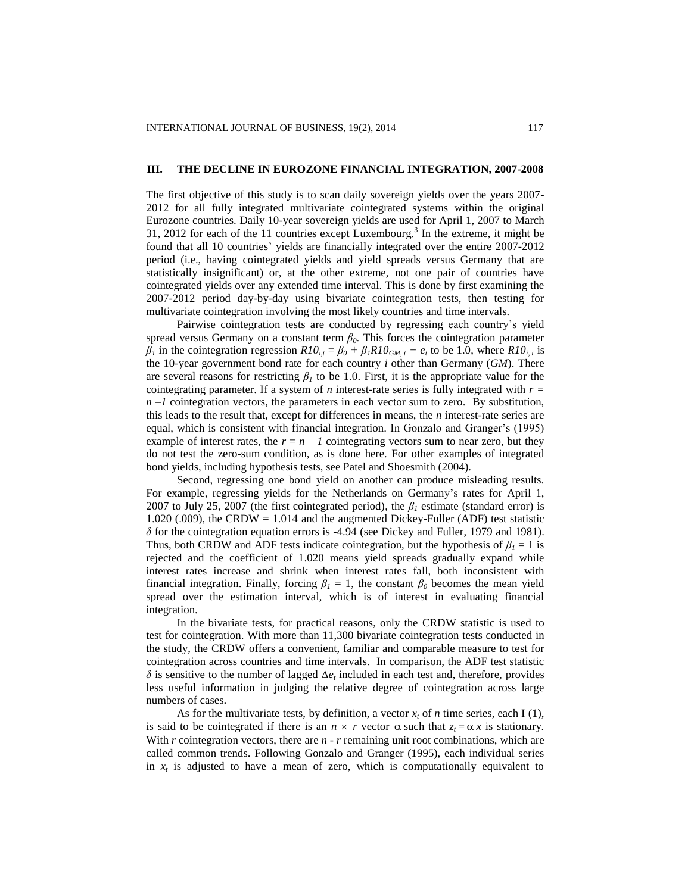## III. THE DECLINE IN EUROZONE FINANCIAL INTEGRATION, 2007-2008

The first objective of this study is to scan daily sovereign yields over the years 2007-2012 for all fully integrated multivariate cointegrated systems within the original Eurozone countries. Daily 10-year sovereign yields are used for April 1, 2007 to March 31, 2012 for each of the 11 countries except Luxembourg.[3] In the extreme, it might be found that all 10 countries' yields are financially integrated over the entire 2007-2012 period (i.e., having cointegrated yields and yield spreads versus Germany that are statistically insignificant) or, at the other extreme, not one pair of countries have cointegrated yields over any extended time interval. This is done by first examining the 2007-2012 period day-by-day using bivariate cointegration tests, then testing for multivariate cointegration involving the most likely countries and time intervals.

Pairwise cointegration tests are conducted by regressing each country's yield spread versus Germany on a constant term $\beta_0$. This forces the cointegration parameter $\beta_1$ in the cointegration regression $R10_{i,t} = \beta_0 + \beta_1 R10_{GM,t} + e_t$ to be 1.0, where $R10_{i,t}$ is the 10-year government bond rate for each country $i$ other than Germany (*GM*). There are several reasons for restricting $\beta_1$ to be 1.0. First, it is the appropriate value for the cointegrating parameter. If a system of $n$ interest-rate series is fully integrated with $r = n - 1$ cointegration vectors, the parameters in each vector sum to zero. By substitution, this leads to the result that, except for differences in means, the $n$ interest-rate series are equal, which is consistent with financial integration. In Gonzalo and Granger's (1995) example of interest rates, the $r = n - 1$ cointegrating vectors sum to near zero, but they do not test the zero-sum condition, as is done here. For other examples of integrated bond yields, including hypothesis tests, see Patel and Shoesmith (2004).

Second, regressing one bond yield on another can produce misleading results. For example, regressing yields for the Netherlands on Germany's rates for April 1, 2007 to July 25, 2007 (the first cointegrated period), the $\beta_1$ estimate (standard error) is 1.020 (.009), the CRDW = 1.014 and the augmented Dickey-Fuller (ADF) test statistic $\delta$ for the cointegration equation errors is -4.94 (see Dickey and Fuller, 1979 and 1981). Thus, both CRDW and ADF tests indicate cointegration, but the hypothesis of $\beta_1 = 1$ is rejected and the coefficient of 1.020 means yield spreads gradually expand while interest rates increase and shrink when interest rates fall, both inconsistent with financial integration. Finally, forcing $\beta_1 = 1$, the constant $\beta_0$ becomes the mean yield spread over the estimation interval, which is of interest in evaluating financial integration.

In the bivariate tests, for practical reasons, only the CRDW statistic is used to test for cointegration. With more than 11,300 bivariate cointegration tests conducted in the study, the CRDW offers a convenient, familiar and comparable measure to test for cointegration across countries and time intervals. In comparison, the ADF test statistic $\delta$ is sensitive to the number of lagged $\Delta e_t$ included in each test and, therefore, provides less useful information in judging the relative degree of cointegration across large numbers of cases.

As for the multivariate tests, by definition, a vector $x_t$ of $n$ time series, each I (1), is said to be cointegrated if there is an $n \times r$ vector $\alpha$ such that $z_t = \alpha x$ is stationary. With $r$ cointegration vectors, there are $n - r$ remaining unit root combinations, which are called common trends. Following Gonzalo and Granger (1995), each individual series in $x_t$ is adjusted to have a mean of zero, which is computationally equivalent to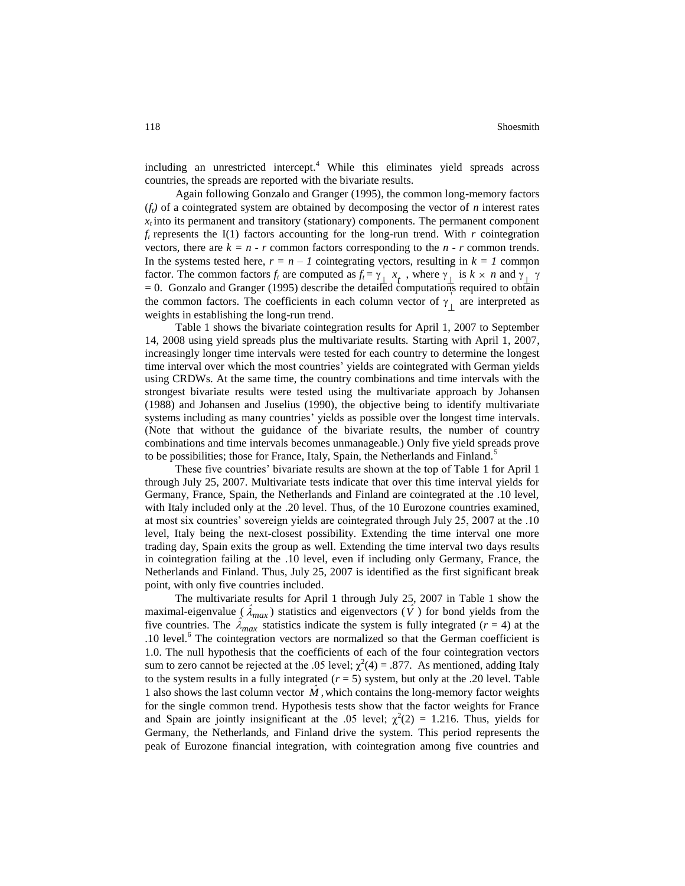including an unrestricted intercept.[4] While this eliminates yield spreads across countries, the spreads are reported with the bivariate results.

Again following Gonzalo and Granger (1995), the common long-memory factors ($f_t$) of a cointegrated system are obtained by decomposing the vector of *n* interest rates $x_t$ into its permanent and transitory (stationary) components. The permanent component $f_t$ represents the I(1) factors accounting for the long-run trend. With *r* cointegration vectors, there are $k = n - r$ common factors corresponding to the $n - r$ common trends. In the systems tested here, $r = n - 1$ cointegrating vectors, resulting in $k = 1$ common factor. The common factors $f_t$ are computed as $f_t = \gamma'_{\perp} x_t$, where $\gamma_{\perp}$ is $k \times n$ and $\gamma'_{\perp}\gamma = 0$. Gonzalo and Granger (1995) describe the detailed computations required to obtain the common factors. The coefficients in each column vector of $\gamma'_{\perp}$ are interpreted as weights in establishing the long-run trend.

Table 1 shows the bivariate cointegration results for April 1, 2007 to September 14, 2008 using yield spreads plus the multivariate results. Starting with April 1, 2007, increasingly longer time intervals were tested for each country to determine the longest time interval over which the most countries' yields are cointegrated with German yields using CRDWs. At the same time, the country combinations and time intervals with the strongest bivariate results were tested using the multivariate approach by Johansen (1988) and Johansen and Juselius (1990), the objective being to identify multivariate systems including as many countries' yields as possible over the longest time intervals. (Note that without the guidance of the bivariate results, the number of country combinations and time intervals becomes unmanageable.) Only five yield spreads prove to be possibilities; those for France, Italy, Spain, the Netherlands and Finland.[5]

These five countries' bivariate results are shown at the top of Table 1 for April 1 through July 25, 2007. Multivariate tests indicate that over this time interval yields for Germany, France, Spain, the Netherlands and Finland are cointegrated at the .10 level, with Italy included only at the .20 level. Thus, of the 10 Eurozone countries examined, at most six countries' sovereign yields are cointegrated through July 25, 2007 at the .10 level, Italy being the next-closest possibility. Extending the time interval one more trading day, Spain exits the group as well. Extending the time interval two days results in cointegration failing at the .10 level, even if including only Germany, France, the Netherlands and Finland. Thus, July 25, 2007 is identified as the first significant break point, with only five countries included.

The multivariate results for April 1 through July 25, 2007 in Table 1 show the maximal-eigenvalue ($\hat{\lambda}_{max}$) statistics and eigenvectors ($\hat{V}$) for bond yields from the five countries. The $\hat{\lambda}_{max}$ statistics indicate the system is fully integrated ($r = 4$) at the .10 level.[6] The cointegration vectors are normalized so that the German coefficient is 1.0. The null hypothesis that the coefficients of each of the four cointegration vectors sum to zero cannot be rejected at the .05 level; $\chi^2(4) = .877$. As mentioned, adding Italy to the system results in a fully integrated ($r = 5$) system, but only at the .20 level. Table 1 also shows the last column vector $\hat{M}$, which contains the long-memory factor weights for the single common trend. Hypothesis tests show that the factor weights for France and Spain are jointly insignificant at the .05 level; $\chi^2(2) = 1.216$. Thus, yields for Germany, the Netherlands, and Finland drive the system. This period represents the peak of Eurozone financial integration, with cointegration among five countries and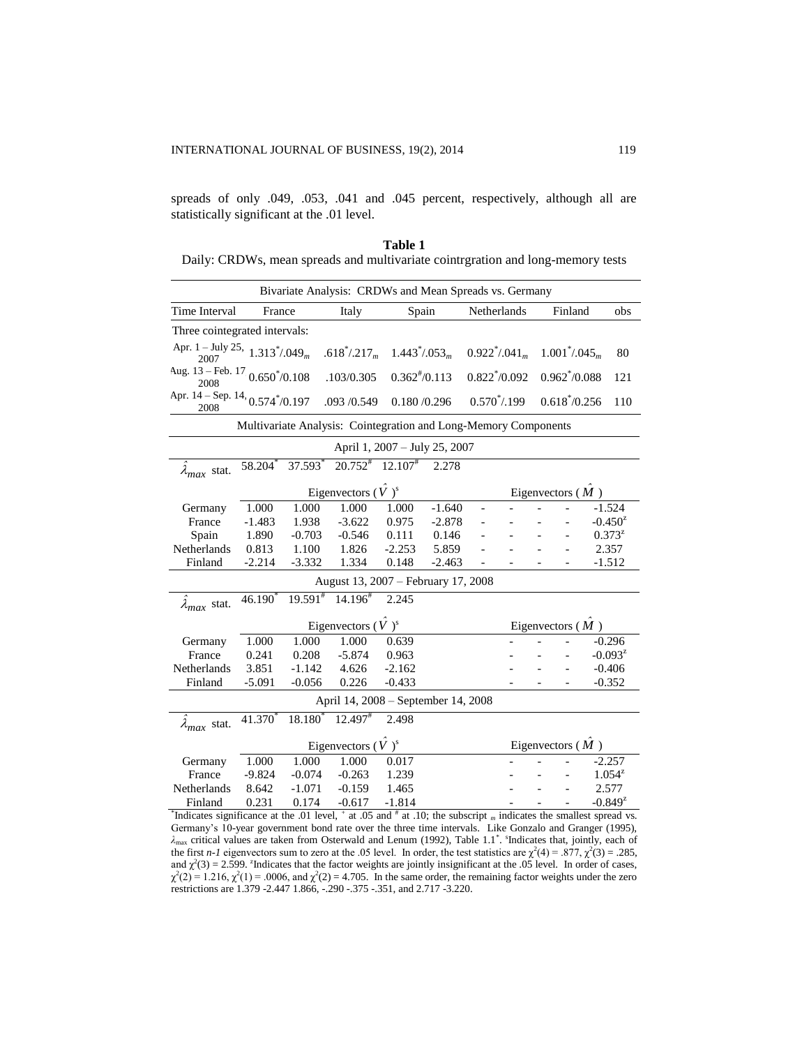spreads of only .049, .053, .041 and .045 percent, respectively, although all are statistically significant at the .01 level.

**Table 1**

Daily: CRDWs, mean spreads and multivariate cointrgration and long-memory tests

| Bivariate Analysis: CRDWs and Mean Spreads vs. Germany | | | | | | |
|---|---|---|---|---|---|---|
| Time Interval | France | Italy | Spain | Netherlands | Finland | obs |
| Three cointegrated intervals: | | | | | | |
| Apr. 1 – July 25, 2007 | $1.313^{*}/.049_{m}$ | $.618^{*}/.217_{m}$ | $1.443^{*}/.053_{m}$ | $0.922^{*}/.041_{m}$ | $1.001^{*}/.045_{m}$ | 80 |
| Aug. 13 – Feb. 17 2008 | $0.650^{*}/0.108$ | .103/0.305 | $0.362^{\#}/0.113$ | $0.822^{*}/0.092$ | $0.962^{*}/0.088$ | 121 |
| Apr. 14 – Sep. 14, 2008 | $0.574^{*}/0.197$ | .093 /0.549 | 0.180 /0.296 | $0.570^{*}/.199$ | $0.618^{*}/0.256$ | 110 |

**Multivariate Analysis: Cointegration and Long-Memory Components**

**April 1, 2007 – July 25, 2007**

| | | | | | | | | | | |
|---|---|---|---|---|---|---|---|---|---|---|
| $\hat{\lambda}_{max}$ stat. | $58.204^{*}$ | $37.593^{*}$ | $20.752^{\#}$ | $12.107^{\#}$ | 2.278 | | | | | |
| | Eigenvectors ($\hat{V}$)$^{s}$ | | | | | Eigenvectors ($\hat{M}$) | | | | |
| Germany | 1.000 | 1.000 | 1.000 | 1.000 | -1.640 | - | - | - | - | -1.524 |
| France | -1.483 | 1.938 | -3.622 | 0.975 | -2.878 | - | - | - | - | $-0.450^{z}$ |
| Spain | 1.890 | -0.703 | -0.546 | 0.111 | 0.146 | - | - | - | - | $0.373^{z}$ |
| Netherlands | 0.813 | 1.100 | 1.826 | -2.253 | 5.859 | - | - | - | - | 2.357 |
| Finland | -2.214 | -3.332 | 1.334 | 0.148 | -2.463 | - | - | - | - | -1.512 |

**August 13, 2007 – February 17, 2008**

| | | | | | | | | |
|---|---|---|---|---|---|---|---|---|
| $\hat{\lambda}_{max}$ stat. | $46.190^{*}$ | $19.591^{\#}$ | $14.196^{\#}$ | 2.245 | | | | |
| | Eigenvectors ($\hat{V}$)$^{s}$ | | | | Eigenvectors ($\hat{M}$) | | | |
| Germany | 1.000 | 1.000 | 1.000 | 0.639 | - | - | - | -0.296 |
| France | 0.241 | 0.208 | -5.874 | 0.963 | - | - | - | $-0.093^{z}$ |
| Netherlands | 3.851 | -1.142 | 4.626 | -2.162 | - | - | - | -0.406 |
| Finland | -5.091 | -0.056 | 0.226 | -0.433 | - | - | - | -0.352 |

**April 14, 2008 – September 14, 2008**

| | | | | | | | | |
|---|---|---|---|---|---|---|---|---|
| $\hat{\lambda}_{max}$ stat. | $41.370^{*}$ | $18.180^{*}$ | $12.497^{\#}$ | 2.498 | | | | |
| | Eigenvectors ($\hat{V}$)$^{s}$ | | | | Eigenvectors ($\hat{M}$) | | | |
| Germany | 1.000 | 1.000 | 1.000 | 0.017 | - | - | - | -2.257 |
| France | -9.824 | -0.074 | -0.263 | 1.239 | - | - | - | $1.054^{z}$ |
| Netherlands | 8.642 | -1.071 | -0.159 | 1.465 | - | - | - | 2.577 |
| Finland | 0.231 | 0.174 | -0.617 | -1.814 | - | - | - | $-0.849^{z}$ |

*Indicates significance at the .01 level, + at .05 and # at .10; the subscript $_m$ indicates the smallest spread vs. Germany's 10-year government bond rate over the three time intervals. Like Gonzalo and Granger (1995), $\lambda_{max}$ critical values are taken from Osterwald and Lenum (1992), Table 1.1*. sIndicates that, jointly, each of the first *n-1* eigenvectors sum to zero at the .05 level. In order, the test statistics are $\chi^2(4) = .877$, $\chi^2(3) = .285$, and $\chi^2(3) = 2.599$. zIndicates that the factor weights are jointly insignificant at the .05 level. In order of cases, $\chi^2(2) = 1.216$, $\chi^2(1) = .0006$, and $\chi^2(2) = 4.705$. In the same order, the remaining factor weights under the zero restrictions are 1.379 -2.447 1.866, -.290 -.375 -.351, and 2.717 -3.220.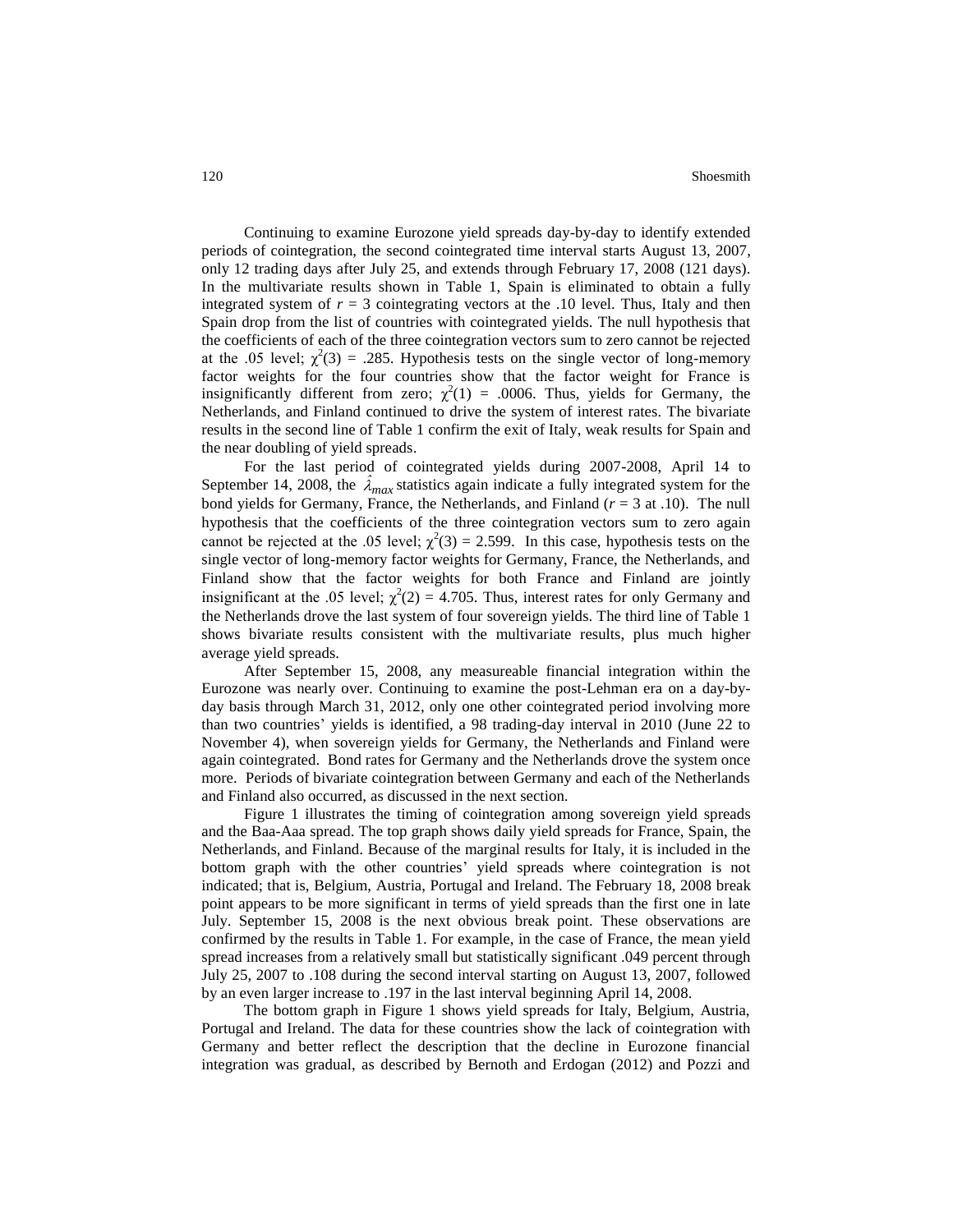Continuing to examine Eurozone yield spreads day-by-day to identify extended periods of cointegration, the second cointegrated time interval starts August 13, 2007, only 12 trading days after July 25, and extends through February 17, 2008 (121 days). In the multivariate results shown in Table 1, Spain is eliminated to obtain a fully integrated system of $r = 3$ cointegrating vectors at the .10 level. Thus, Italy and then Spain drop from the list of countries with cointegrated yields. The null hypothesis that the coefficients of each of the three cointegration vectors sum to zero cannot be rejected at the .05 level; $\chi^2(3) = .285$. Hypothesis tests on the single vector of long-memory factor weights for the four countries show that the factor weight for France is insignificantly different from zero; $\chi^2(1) = .0006$. Thus, yields for Germany, the Netherlands, and Finland continued to drive the system of interest rates. The bivariate results in the second line of Table 1 confirm the exit of Italy, weak results for Spain and the near doubling of yield spreads.

For the last period of cointegrated yields during 2007-2008, April 14 to September 14, 2008, the $\hat{\lambda}_{max}$ statistics again indicate a fully integrated system for the bond yields for Germany, France, the Netherlands, and Finland ($r = 3$ at .10). The null hypothesis that the coefficients of the three cointegration vectors sum to zero again cannot be rejected at the .05 level; $\chi^2(3) = 2.599$. In this case, hypothesis tests on the single vector of long-memory factor weights for Germany, France, the Netherlands, and Finland show that the factor weights for both France and Finland are jointly insignificant at the .05 level; $\chi^2(2) = 4.705$. Thus, interest rates for only Germany and the Netherlands drove the last system of four sovereign yields. The third line of Table 1 shows bivariate results consistent with the multivariate results, plus much higher average yield spreads.

After September 15, 2008, any measureable financial integration within the Eurozone was nearly over. Continuing to examine the post-Lehman era on a day-by-day basis through March 31, 2012, only one other cointegrated period involving more than two countries' yields is identified, a 98 trading-day interval in 2010 (June 22 to November 4), when sovereign yields for Germany, the Netherlands and Finland were again cointegrated. Bond rates for Germany and the Netherlands drove the system once more. Periods of bivariate cointegration between Germany and each of the Netherlands and Finland also occurred, as discussed in the next section.

Figure 1 illustrates the timing of cointegration among sovereign yield spreads and the Baa-Aaa spread. The top graph shows daily yield spreads for France, Spain, the Netherlands, and Finland. Because of the marginal results for Italy, it is included in the bottom graph with the other countries' yield spreads where cointegration is not indicated; that is, Belgium, Austria, Portugal and Ireland. The February 18, 2008 break point appears to be more significant in terms of yield spreads than the first one in late July. September 15, 2008 is the next obvious break point. These observations are confirmed by the results in Table 1. For example, in the case of France, the mean yield spread increases from a relatively small but statistically significant .049 percent through July 25, 2007 to .108 during the second interval starting on August 13, 2007, followed by an even larger increase to .197 in the last interval beginning April 14, 2008.

The bottom graph in Figure 1 shows yield spreads for Italy, Belgium, Austria, Portugal and Ireland. The data for these countries show the lack of cointegration with Germany and better reflect the description that the decline in Eurozone financial integration was gradual, as described by Bernoth and Erdogan (2012) and Pozzi and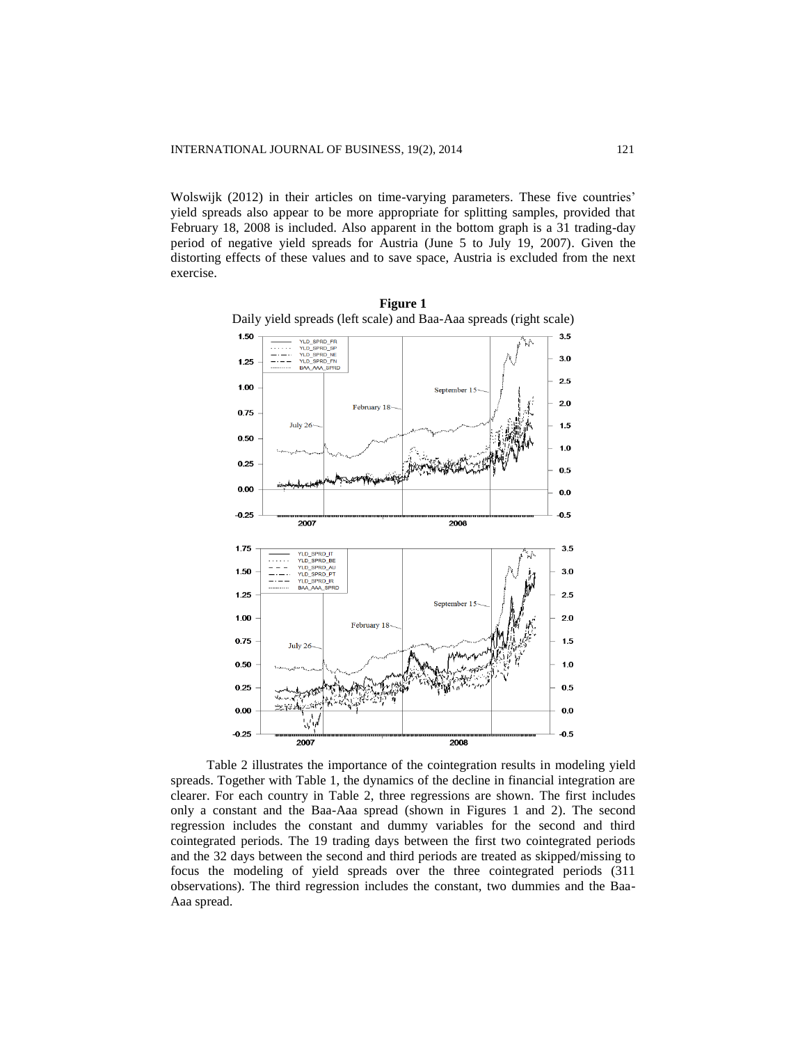Wolswijk (2012) in their articles on time-varying parameters. These five countries' yield spreads also appear to be more appropriate for splitting samples, provided that February 18, 2008 is included. Also apparent in the bottom graph is a 31 trading-day period of negative yield spreads for Austria (June 5 to July 19, 2007). Given the distorting effects of these values and to save space, Austria is excluded from the next exercise.

**Figure 1**
Daily yield spreads (left scale) and Baa-Aaa spreads (right scale)

Table 2 illustrates the importance of the cointegration results in modeling yield spreads. Together with Table 1, the dynamics of the decline in financial integration are clearer. For each country in Table 2, three regressions are shown. The first includes only a constant and the Baa-Aaa spread (shown in Figures 1 and 2). The second regression includes the constant and dummy variables for the second and third cointegrated periods. The 19 trading days between the first two cointegrated periods and the 32 days between the second and third periods are treated as skipped/missing to focus the modeling of yield spreads over the three cointegrated periods (311 observations). The third regression includes the constant, two dummies and the Baa-Aaa spread.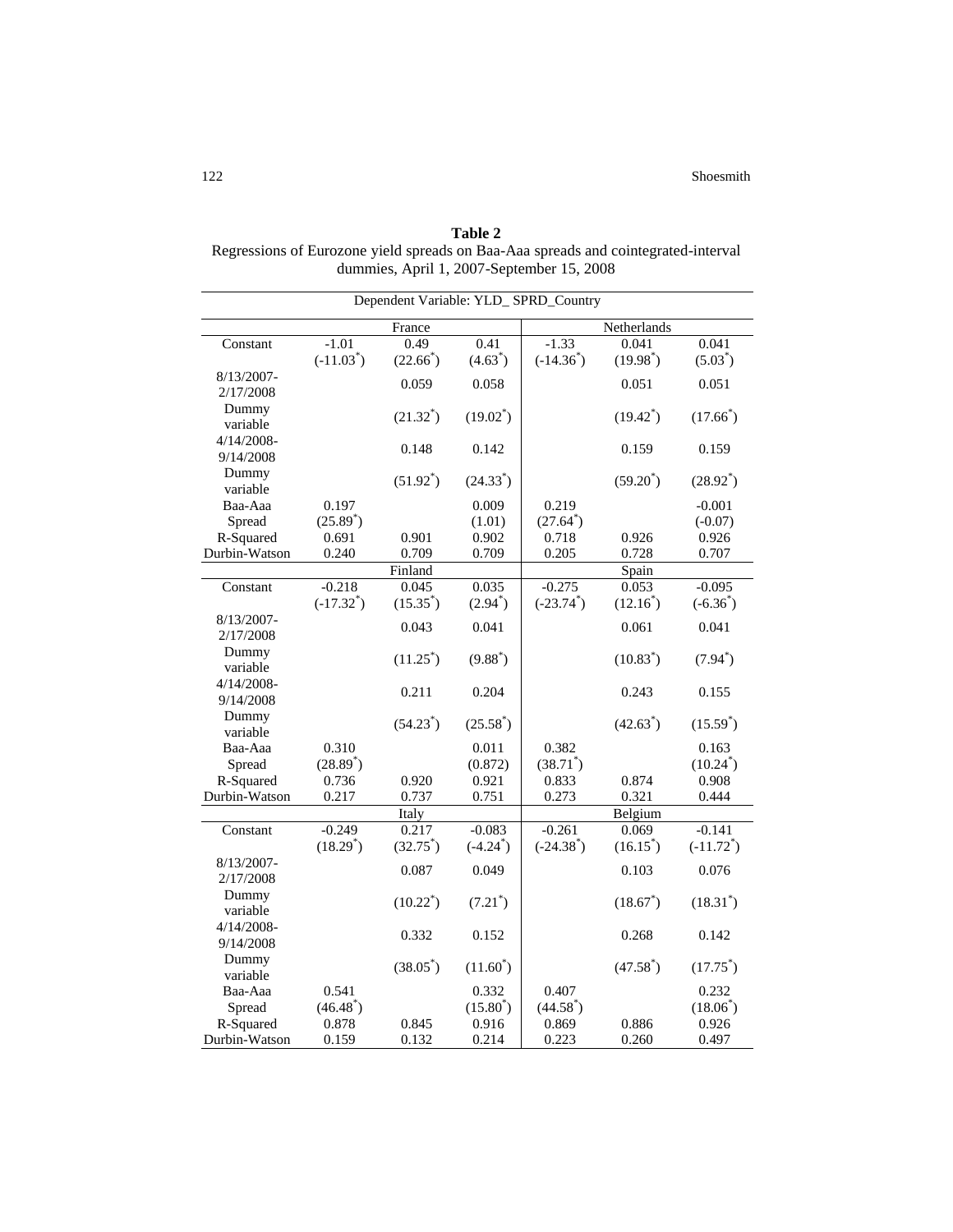**Table 2**
Regressions of Eurozone yield spreads on Baa-Aaa spreads and cointegrated-interval dummies, April 1, 2007-September 15, 2008

| Dependent Variable: YLD_ SPRD_Country | | | | | | |
|---|---|---|---|---|---|---|
| | France | | | Netherlands | | |
| Constant | -1.01 | 0.49 | 0.41 | -1.33 | 0.041 | 0.041 |
| | (-11.03*) | (22.66*) | (4.63*) | (-14.36*) | (19.98*) | (5.03*) |
| 8/13/2007-2/17/2008 | | 0.059 | 0.058 | | 0.051 | 0.051 |
| Dummy variable | | (21.32*) | (19.02*) | | (19.42*) | (17.66*) |
| 4/14/2008-9/14/2008 | | 0.148 | 0.142 | | 0.159 | 0.159 |
| Dummy variable | | (51.92*) | (24.33*) | | (59.20*) | (28.92*) |
| Baa-Aaa | 0.197 | | 0.009 | 0.219 | | -0.001 |
| Spread | (25.89*) | | (1.01) | (27.64*) | | (-0.07) |
| R-Squared | 0.691 | 0.901 | 0.902 | 0.718 | 0.926 | 0.926 |
| Durbin-Watson | 0.240 | 0.709 | 0.709 | 0.205 | 0.728 | 0.707 |
| | Finland | | | Spain | | |
| Constant | -0.218 | 0.045 | 0.035 | -0.275 | 0.053 | -0.095 |
| | (-17.32*) | (15.35*) | (2.94*) | (-23.74*) | (12.16*) | (-6.36*) |
| 8/13/2007-2/17/2008 | | 0.043 | 0.041 | | 0.061 | 0.041 |
| Dummy variable | | (11.25*) | (9.88*) | | (10.83*) | (7.94*) |
| 4/14/2008-9/14/2008 | | 0.211 | 0.204 | | 0.243 | 0.155 |
| Dummy variable | | (54.23*) | (25.58*) | | (42.63*) | (15.59*) |
| Baa-Aaa | 0.310 | | 0.011 | 0.382 | | 0.163 |
| Spread | (28.89*) | | (0.872) | (38.71*) | | (10.24*) |
| R-Squared | 0.736 | 0.920 | 0.921 | 0.833 | 0.874 | 0.908 |
| Durbin-Watson | 0.217 | 0.737 | 0.751 | 0.273 | 0.321 | 0.444 |
| | Italy | | | Belgium | | |
| Constant | -0.249 | 0.217 | -0.083 | -0.261 | 0.069 | -0.141 |
| | (18.29*) | (32.75*) | (-4.24*) | (-24.38*) | (16.15*) | (-11.72*) |
| 8/13/2007-2/17/2008 | | 0.087 | 0.049 | | 0.103 | 0.076 |
| Dummy variable | | (10.22*) | (7.21*) | | (18.67*) | (18.31*) |
| 4/14/2008-9/14/2008 | | 0.332 | 0.152 | | 0.268 | 0.142 |
| Dummy variable | | (38.05*) | (11.60*) | | (47.58*) | (17.75*) |
| Baa-Aaa | 0.541 | | 0.332 | 0.407 | | 0.232 |
| Spread | (46.48*) | | (15.80*) | (44.58*) | | (18.06*) |
| R-Squared | 0.878 | 0.845 | 0.916 | 0.869 | 0.886 | 0.926 |
| Durbin-Watson | 0.159 | 0.132 | 0.214 | 0.223 | 0.260 | 0.497 |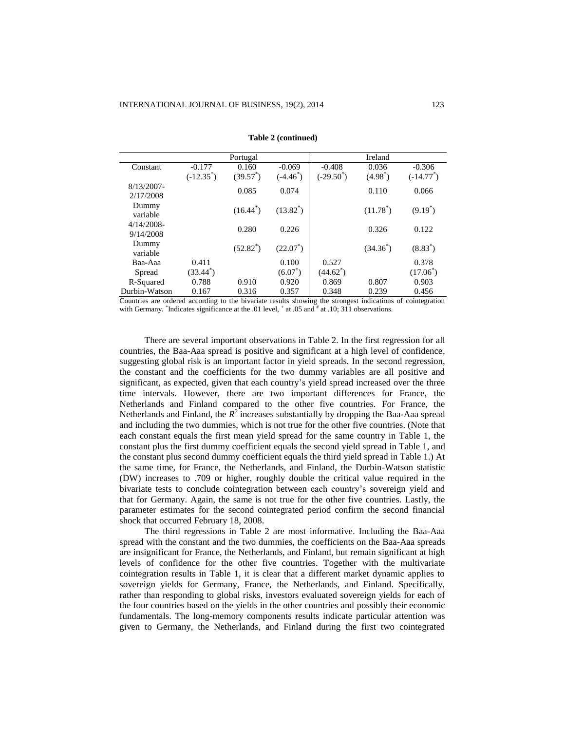**Table 2 (continued)**

| | Portugal | | | Ireland | | |
|---|---|---|---|---|---|---|
| Constant | -0.177 | 0.160 | -0.069 | -0.408 | 0.036 | -0.306 |
| | (-12.35*) | (39.57*) | (-4.46*) | (-29.50*) | (4.98*) | (-14.77*) |
| 8/13/2007-2/17/2008 | | 0.085 | 0.074 | | 0.110 | 0.066 |
| Dummy variable | | (16.44*) | (13.82*) | | (11.78*) | (9.19*) |
| 4/14/2008-9/14/2008 | | 0.280 | 0.226 | | 0.326 | 0.122 |
| Dummy variable | | (52.82*) | (22.07*) | | (34.36*) | (8.83*) |
| Baa-Aaa | 0.411 | | 0.100 | 0.527 | | 0.378 |
| Spread | (33.44*) | | (6.07*) | (44.62*) | | (17.06*) |
| R-Squared | 0.788 | 0.910 | 0.920 | 0.869 | 0.807 | 0.903 |
| Durbin-Watson | 0.167 | 0.316 | 0.357 | 0.348 | 0.239 | 0.456 |

Countries are ordered according to the bivariate results showing the strongest indications of cointegration with Germany. *Indicates significance at the .01 level, + at .05 and # at .10; 311 observations.

There are several important observations in Table 2. In the first regression for all countries, the Baa-Aaa spread is positive and significant at a high level of confidence, suggesting global risk is an important factor in yield spreads. In the second regression, the constant and the coefficients for the two dummy variables are all positive and significant, as expected, given that each country's yield spread increased over the three time intervals. However, there are two important differences for France, the Netherlands and Finland compared to the other five countries. For France, the Netherlands and Finland, the $R^2$ increases substantially by dropping the Baa-Aaa spread and including the two dummies, which is not true for the other five countries. (Note that each constant equals the first mean yield spread for the same country in Table 1, the constant plus the first dummy coefficient equals the second yield spread in Table 1, and the constant plus second dummy coefficient equals the third yield spread in Table 1.) At the same time, for France, the Netherlands, and Finland, the Durbin-Watson statistic (DW) increases to .709 or higher, roughly double the critical value required in the bivariate tests to conclude cointegration between each country's sovereign yield and that for Germany. Again, the same is not true for the other five countries. Lastly, the parameter estimates for the second cointegrated period confirm the second financial shock that occurred February 18, 2008.

The third regressions in Table 2 are most informative. Including the Baa-Aaa spread with the constant and the two dummies, the coefficients on the Baa-Aaa spreads are insignificant for France, the Netherlands, and Finland, but remain significant at high levels of confidence for the other five countries. Together with the multivariate cointegration results in Table 1, it is clear that a different market dynamic applies to sovereign yields for Germany, France, the Netherlands, and Finland. Specifically, rather than responding to global risks, investors evaluated sovereign yields for each of the four countries based on the yields in the other countries and possibly their economic fundamentals. The long-memory components results indicate particular attention was given to Germany, the Netherlands, and Finland during the first two cointegrated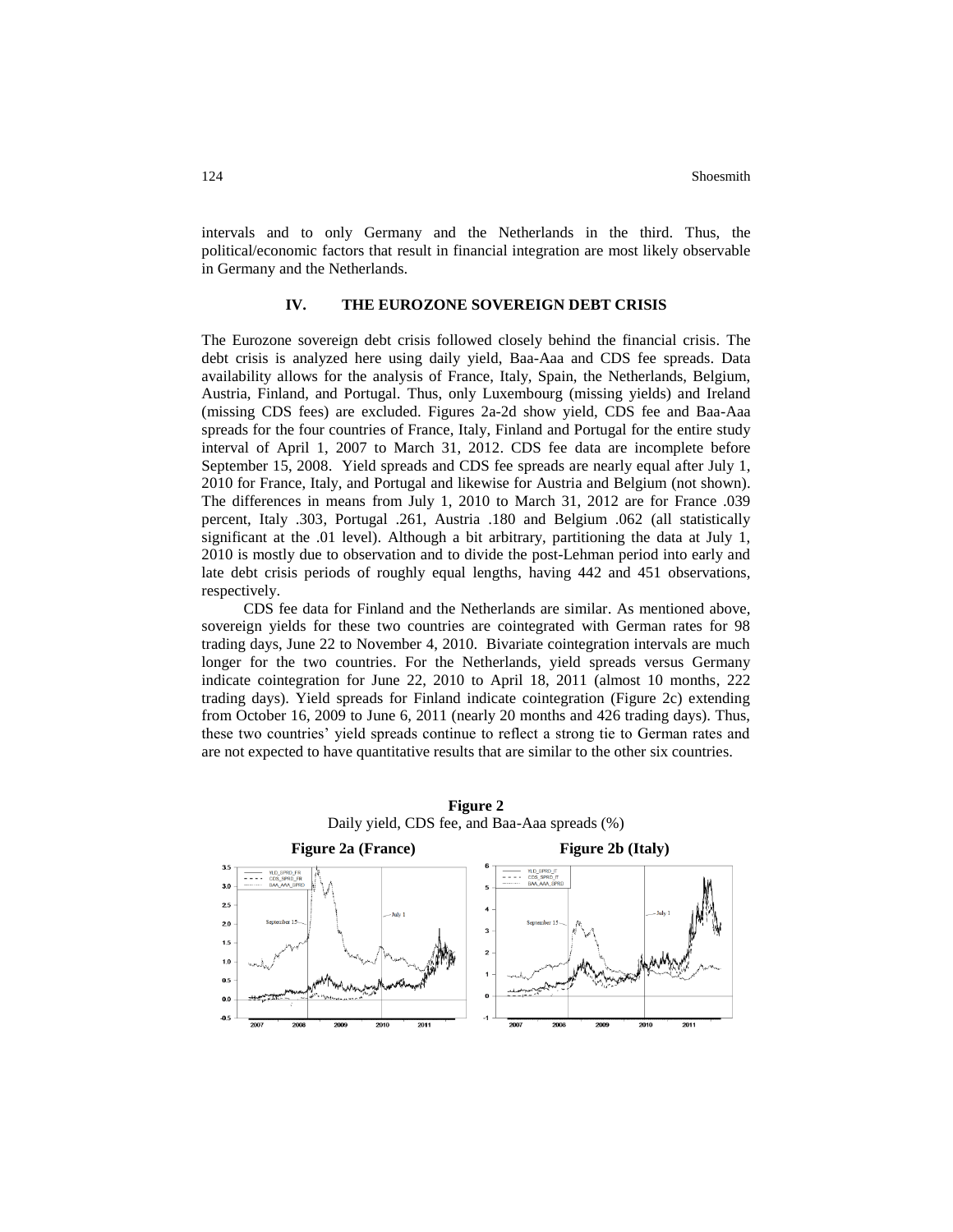intervals and to only Germany and the Netherlands in the third. Thus, the political/economic factors that result in financial integration are most likely observable in Germany and the Netherlands.

## IV. THE EUROZONE SOVEREIGN DEBT CRISIS

The Eurozone sovereign debt crisis followed closely behind the financial crisis. The debt crisis is analyzed here using daily yield, Baa-Aaa and CDS fee spreads. Data availability allows for the analysis of France, Italy, Spain, the Netherlands, Belgium, Austria, Finland, and Portugal. Thus, only Luxembourg (missing yields) and Ireland (missing CDS fees) are excluded. Figures 2a-2d show yield, CDS fee and Baa-Aaa spreads for the four countries of France, Italy, Finland and Portugal for the entire study interval of April 1, 2007 to March 31, 2012. CDS fee data are incomplete before September 15, 2008. Yield spreads and CDS fee spreads are nearly equal after July 1, 2010 for France, Italy, and Portugal and likewise for Austria and Belgium (not shown). The differences in means from July 1, 2010 to March 31, 2012 are for France .039 percent, Italy .303, Portugal .261, Austria .180 and Belgium .062 (all statistically significant at the .01 level). Although a bit arbitrary, partitioning the data at July 1, 2010 is mostly due to observation and to divide the post-Lehman period into early and late debt crisis periods of roughly equal lengths, having 442 and 451 observations, respectively.

CDS fee data for Finland and the Netherlands are similar. As mentioned above, sovereign yields for these two countries are cointegrated with German rates for 98 trading days, June 22 to November 4, 2010. Bivariate cointegration intervals are much longer for the two countries. For the Netherlands, yield spreads versus Germany indicate cointegration for June 22, 2010 to April 18, 2011 (almost 10 months, 222 trading days). Yield spreads for Finland indicate cointegration (Figure 2c) extending from October 16, 2009 to June 6, 2011 (nearly 20 months and 426 trading days). Thus, these two countries' yield spreads continue to reflect a strong tie to German rates and are not expected to have quantitative results that are similar to the other six countries.

**Figure 2**
Daily yield, CDS fee, and Baa-Aaa spreads (%)

**Figure 2a (France)** **Figure 2b (Italy)**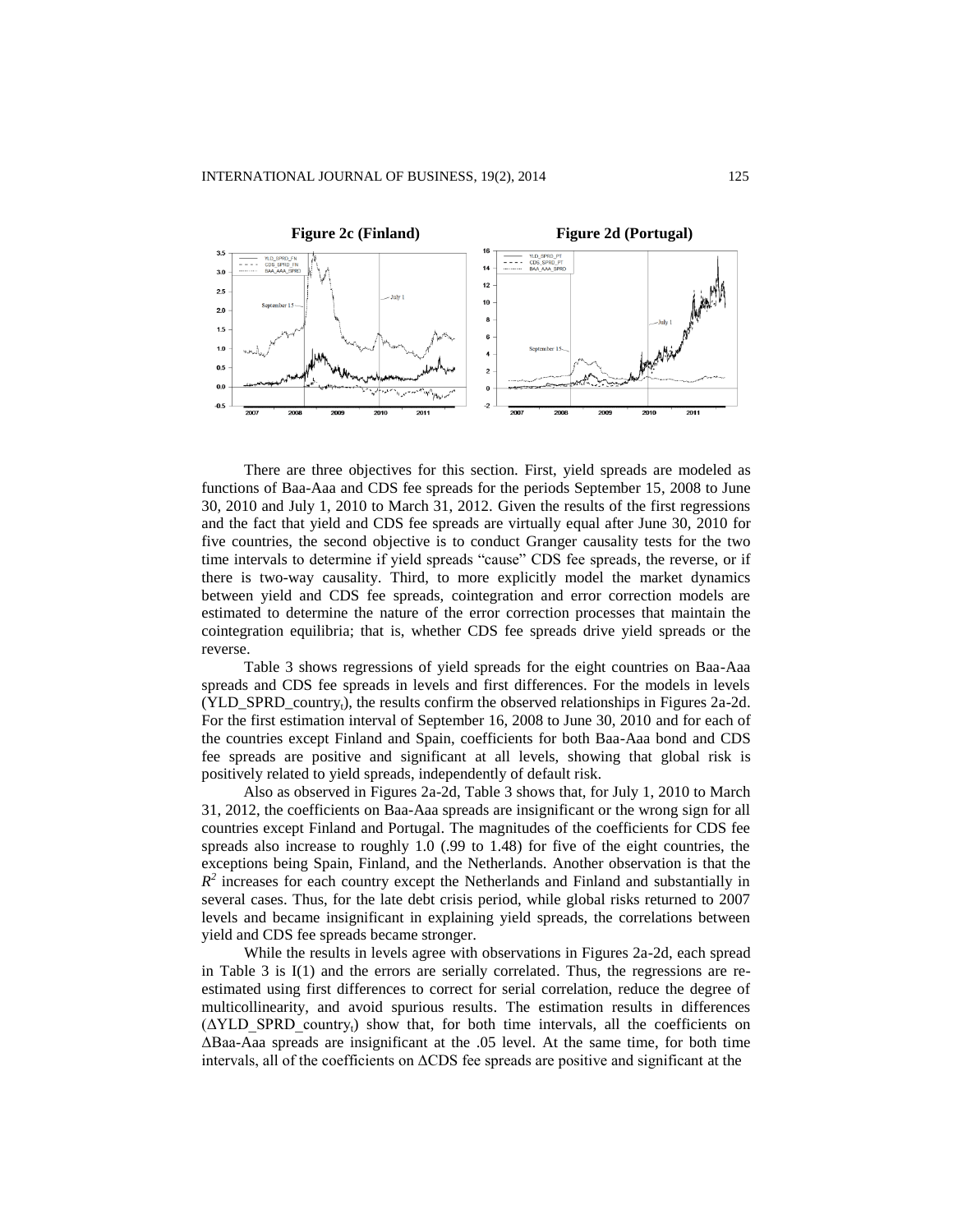**Figure 2c (Finland)** **Figure 2d (Portugal)**

There are three objectives for this section. First, yield spreads are modeled as functions of Baa-Aaa and CDS fee spreads for the periods September 15, 2008 to June 30, 2010 and July 1, 2010 to March 31, 2012. Given the results of the first regressions and the fact that yield and CDS fee spreads are virtually equal after June 30, 2010 for five countries, the second objective is to conduct Granger causality tests for the two time intervals to determine if yield spreads "cause" CDS fee spreads, the reverse, or if there is two-way causality. Third, to more explicitly model the market dynamics between yield and CDS fee spreads, cointegration and error correction models are estimated to determine the nature of the error correction processes that maintain the cointegration equilibria; that is, whether CDS fee spreads drive yield spreads or the reverse.

Table 3 shows regressions of yield spreads for the eight countries on Baa-Aaa spreads and CDS fee spreads in levels and first differences. For the models in levels ($YLD\_SPRD\_country_t$), the results confirm the observed relationships in Figures 2a-2d. For the first estimation interval of September 16, 2008 to June 30, 2010 and for each of the countries except Finland and Spain, coefficients for both Baa-Aaa bond and CDS fee spreads are positive and significant at all levels, showing that global risk is positively related to yield spreads, independently of default risk.

Also as observed in Figures 2a-2d, Table 3 shows that, for July 1, 2010 to March 31, 2012, the coefficients on Baa-Aaa spreads are insignificant or the wrong sign for all countries except Finland and Portugal. The magnitudes of the coefficients for CDS fee spreads also increase to roughly 1.0 (.99 to 1.48) for five of the eight countries, the exceptions being Spain, Finland, and the Netherlands. Another observation is that the $R^2$ increases for each country except the Netherlands and Finland and substantially in several cases. Thus, for the late debt crisis period, while global risks returned to 2007 levels and became insignificant in explaining yield spreads, the correlations between yield and CDS fee spreads became stronger.

While the results in levels agree with observations in Figures 2a-2d, each spread in Table 3 is I(1) and the errors are serially correlated. Thus, the regressions are re-estimated using first differences to correct for serial correlation, reduce the degree of multicollinearity, and avoid spurious results. The estimation results in differences ($\Delta YLD\_SPRD\_country_t$) show that, for both time intervals, all the coefficients on $\Delta$Baa-Aaa spreads are insignificant at the .05 level. At the same time, for both time intervals, all of the coefficients on $\Delta$CDS fee spreads are positive and significant at the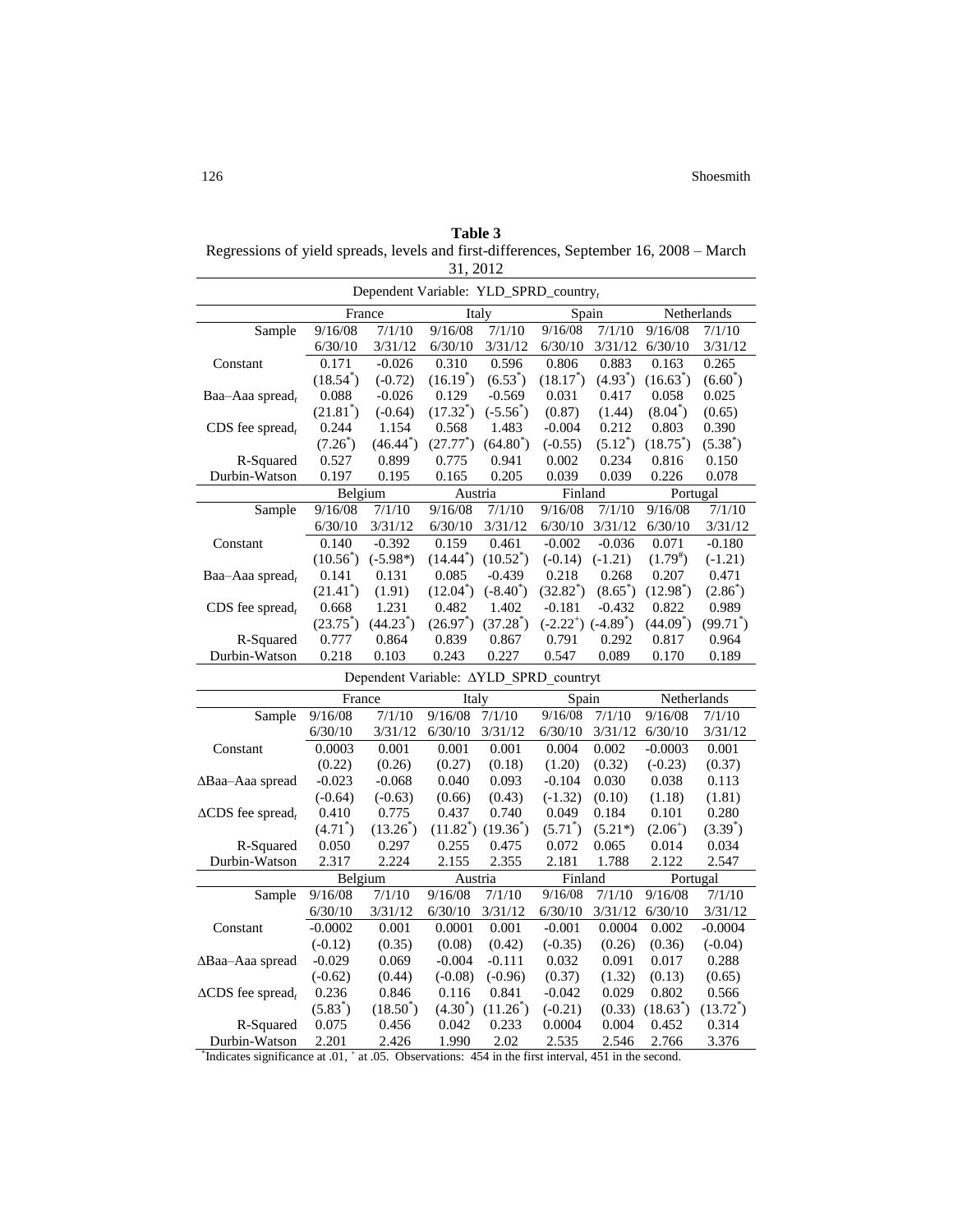**Table 3**

Regressions of yield spreads, levels and first-differences, September 16, 2008 – March 31, 2012

Dependent Variable: YLD_SPRD_country$_t$

| | France | | Italy | | Spain | | Netherlands | |
|---|---|---|---|---|---|---|---|---|
| Sample | 9/16/08 6/30/10 | 7/1/10 3/31/12 | 9/16/08 6/30/10 | 7/1/10 3/31/12 | 9/16/08 6/30/10 | 7/1/10 3/31/12 | 9/16/08 6/30/10 | 7/1/10 3/31/12 |
| Constant | 0.171 | -0.026 | 0.310 | 0.596 | 0.806 | 0.883 | 0.163 | 0.265 |
| | (18.54*) | (-0.72) | (16.19*) | (6.53*) | (18.17*) | (4.93*) | (16.63*) | (6.60*) |
| Baa–Aaa spread$_t$ | 0.088 | -0.026 | 0.129 | -0.569 | 0.031 | 0.417 | 0.058 | 0.025 |
| | (21.81*) | (-0.64) | (17.32*) | (-5.56*) | (0.87) | (1.44) | (8.04*) | (0.65) |
| CDS fee spread$_t$ | 0.244 | 1.154 | 0.568 | 1.483 | -0.004 | 0.212 | 0.803 | 0.390 |
| | (7.26*) | (46.44*) | (27.77*) | (64.80*) | (-0.55) | (5.12*) | (18.75*) | (5.38*) |
| R-Squared | 0.527 | 0.899 | 0.775 | 0.941 | 0.002 | 0.234 | 0.816 | 0.150 |
| Durbin-Watson | 0.197 | 0.195 | 0.165 | 0.205 | 0.039 | 0.039 | 0.226 | 0.078 |
| | Belgium | | Austria | | Finland | | Portugal | |
| Sample | 9/16/08 6/30/10 | 7/1/10 3/31/12 | 9/16/08 6/30/10 | 7/1/10 3/31/12 | 9/16/08 6/30/10 | 7/1/10 3/31/12 | 9/16/08 6/30/10 | 7/1/10 3/31/12 |
| Constant | 0.140 | -0.392 | 0.159 | 0.461 | -0.002 | -0.036 | 0.071 | -0.180 |
| | (10.56*) | (-5.98*) | (14.44*) | (10.52*) | (-0.14) | (-1.21) | (1.79#) | (-1.21) |
| Baa–Aaa spread$_t$ | 0.141 | 0.131 | 0.085 | -0.439 | 0.218 | 0.268 | 0.207 | 0.471 |
| | (21.41*) | (1.91) | (12.04*) | (-8.40*) | (32.82*) | (8.65*) | (12.98*) | (2.86*) |
| CDS fee spread$_t$ | 0.668 | 1.231 | 0.482 | 1.402 | -0.181 | -0.432 | 0.822 | 0.989 |
| | (23.75*) | (44.23*) | (26.97*) | (37.28*) | (-2.22+) | (-4.89*) | (44.09*) | (99.71*) |
| R-Squared | 0.777 | 0.864 | 0.839 | 0.867 | 0.791 | 0.292 | 0.817 | 0.964 |
| Durbin-Watson | 0.218 | 0.103 | 0.243 | 0.227 | 0.547 | 0.089 | 0.170 | 0.189 |

Dependent Variable: ΔYLD_SPRD_countryt

| | France | | Italy | | Spain | | Netherlands | |
|---|---|---|---|---|---|---|---|---|
| Sample | 9/16/08 6/30/10 | 7/1/10 3/31/12 | 9/16/08 6/30/10 | 7/1/10 3/31/12 | 9/16/08 6/30/10 | 7/1/10 3/31/12 | 9/16/08 6/30/10 | 7/1/10 3/31/12 |
| Constant | 0.0003 | 0.001 | 0.001 | 0.001 | 0.004 | 0.002 | -0.0003 | 0.001 |
| | (0.22) | (0.26) | (0.27) | (0.18) | (1.20) | (0.32) | (-0.23) | (0.37) |
| ΔBaa–Aaa spread | -0.023 | -0.068 | 0.040 | 0.093 | -0.104 | 0.030 | 0.038 | 0.113 |
| | (-0.64) | (-0.63) | (0.66) | (0.43) | (-1.32) | (0.10) | (1.18) | (1.81) |
| ΔCDS fee spread$_t$ | 0.410 | 0.775 | 0.437 | 0.740 | 0.049 | 0.184 | 0.101 | 0.280 |
| | (4.71*) | (13.26*) | (11.82*) | (19.36*) | (5.71*) | (5.21*) | (2.06+) | (3.39*) |
| R-Squared | 0.050 | 0.297 | 0.255 | 0.475 | 0.072 | 0.065 | 0.014 | 0.034 |
| Durbin-Watson | 2.317 | 2.224 | 2.155 | 2.355 | 2.181 | 1.788 | 2.122 | 2.547 |
| | Belgium | | Austria | | Finland | | Portugal | |
| Sample | 9/16/08 6/30/10 | 7/1/10 3/31/12 | 9/16/08 6/30/10 | 7/1/10 3/31/12 | 9/16/08 6/30/10 | 7/1/10 3/31/12 | 9/16/08 6/30/10 | 7/1/10 3/31/12 |
| Constant | -0.0002 | 0.001 | 0.0001 | 0.001 | -0.001 | 0.0004 | 0.002 | -0.0004 |
| | (-0.12) | (0.35) | (0.08) | (0.42) | (-0.35) | (0.26) | (0.36) | (-0.04) |
| ΔBaa–Aaa spread | -0.029 | 0.069 | -0.004 | -0.111 | 0.032 | 0.091 | 0.017 | 0.288 |
| | (-0.62) | (0.44) | (-0.08) | (-0.96) | (0.37) | (1.32) | (0.13) | (0.65) |
| ΔCDS fee spread$_t$ | 0.236 | 0.846 | 0.116 | 0.841 | -0.042 | 0.029 | 0.802 | 0.566 |
| | (5.83*) | (18.50*) | (4.30*) | (11.26*) | (-0.21) | (0.33) | (18.63*) | (13.72*) |
| R-Squared | 0.075 | 0.456 | 0.042 | 0.233 | 0.0004 | 0.004 | 0.452 | 0.314 |
| Durbin-Watson | 2.201 | 2.426 | 1.990 | 2.02 | 2.535 | 2.546 | 2.766 | 3.376 |

*Indicates significance at .01, + at .05. Observations: 454 in the first interval, 451 in the second.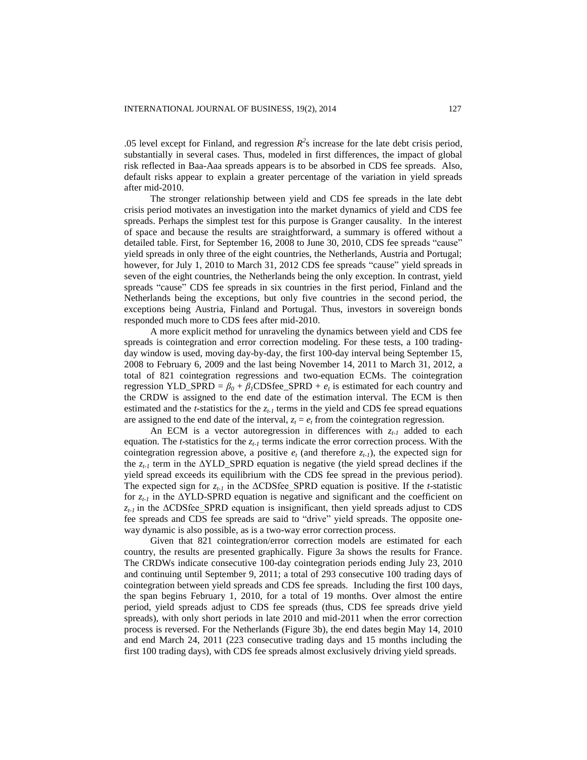.05 level except for Finland, and regression $R^2$s increase for the late debt crisis period, substantially in several cases. Thus, modeled in first differences, the impact of global risk reflected in Baa-Aaa spreads appears is to be absorbed in CDS fee spreads. Also, default risks appear to explain a greater percentage of the variation in yield spreads after mid-2010.

The stronger relationship between yield and CDS fee spreads in the late debt crisis period motivates an investigation into the market dynamics of yield and CDS fee spreads. Perhaps the simplest test for this purpose is Granger causality. In the interest of space and because the results are straightforward, a summary is offered without a detailed table. First, for September 16, 2008 to June 30, 2010, CDS fee spreads "cause" yield spreads in only three of the eight countries, the Netherlands, Austria and Portugal; however, for July 1, 2010 to March 31, 2012 CDS fee spreads "cause" yield spreads in seven of the eight countries, the Netherlands being the only exception. In contrast, yield spreads "cause" CDS fee spreads in six countries in the first period, Finland and the Netherlands being the exceptions, but only five countries in the second period, the exceptions being Austria, Finland and Portugal. Thus, investors in sovereign bonds responded much more to CDS fees after mid-2010.

A more explicit method for unraveling the dynamics between yield and CDS fee spreads is cointegration and error correction modeling. For these tests, a 100 trading-day window is used, moving day-by-day, the first 100-day interval being September 15, 2008 to February 6, 2009 and the last being November 14, 2011 to March 31, 2012, a total of 821 cointegration regressions and two-equation ECMs. The cointegration regression YLD_SPRD = $\beta_0$ + $\beta_1$CDSfee_SPRD + $e_t$ is estimated for each country and the CRDW is assigned to the end date of the estimation interval. The ECM is then estimated and the *t*-statistics for the $z_{t-1}$ terms in the yield and CDS fee spread equations are assigned to the end date of the interval, $z_t = e_t$ from the cointegration regression.

An ECM is a vector autoregression in differences with $z_{t-1}$ added to each equation. The *t*-statistics for the $z_{t-1}$ terms indicate the error correction process. With the cointegration regression above, a positive $e_t$ (and therefore $z_{t-1}$), the expected sign for the $z_{t-1}$ term in the ΔYLD_SPRD equation is negative (the yield spread declines if the yield spread exceeds its equilibrium with the CDS fee spread in the previous period). The expected sign for $z_{t-1}$ in the ΔCDSfee_SPRD equation is positive. If the *t*-statistic for $z_{t-1}$ in the ΔYLD-SPRD equation is negative and significant and the coefficient on $z_{t-1}$ in the ΔCDSfee_SPRD equation is insignificant, then yield spreads adjust to CDS fee spreads and CDS fee spreads are said to "drive" yield spreads. The opposite one-way dynamic is also possible, as is a two-way error correction process.

Given that 821 cointegration/error correction models are estimated for each country, the results are presented graphically. Figure 3a shows the results for France. The CRDWs indicate consecutive 100-day cointegration periods ending July 23, 2010 and continuing until September 9, 2011; a total of 293 consecutive 100 trading days of cointegration between yield spreads and CDS fee spreads. Including the first 100 days, the span begins February 1, 2010, for a total of 19 months. Over almost the entire period, yield spreads adjust to CDS fee spreads (thus, CDS fee spreads drive yield spreads), with only short periods in late 2010 and mid-2011 when the error correction process is reversed. For the Netherlands (Figure 3b), the end dates begin May 14, 2010 and end March 24, 2011 (223 consecutive trading days and 15 months including the first 100 trading days), with CDS fee spreads almost exclusively driving yield spreads.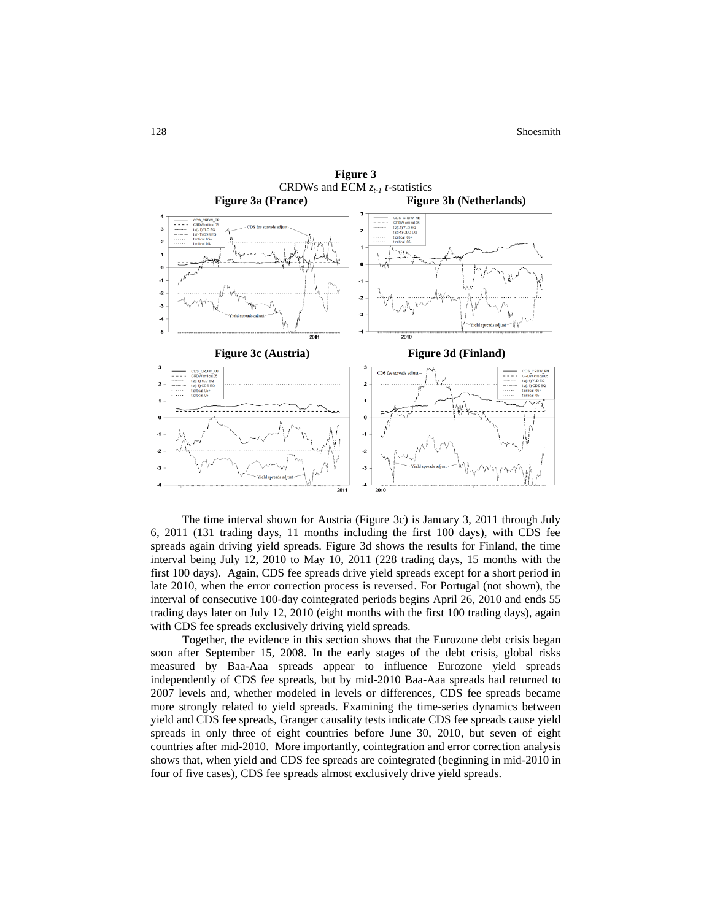**Figure 3**
CRDWs and ECM $z_{t-1}$ $t$-statistics

**Figure 3a (France)** **Figure 3b (Netherlands)**

**Figure 3c (Austria)** **Figure 3d (Finland)**

The time interval shown for Austria (Figure 3c) is January 3, 2011 through July 6, 2011 (131 trading days, 11 months including the first 100 days), with CDS fee spreads again driving yield spreads. Figure 3d shows the results for Finland, the time interval being July 12, 2010 to May 10, 2011 (228 trading days, 15 months with the first 100 days). Again, CDS fee spreads drive yield spreads except for a short period in late 2010, when the error correction process is reversed. For Portugal (not shown), the interval of consecutive 100-day cointegrated periods begins April 26, 2010 and ends 55 trading days later on July 12, 2010 (eight months with the first 100 trading days), again with CDS fee spreads exclusively driving yield spreads.

Together, the evidence in this section shows that the Eurozone debt crisis began soon after September 15, 2008. In the early stages of the debt crisis, global risks measured by Baa-Aaa spreads appear to influence Eurozone yield spreads independently of CDS fee spreads, but by mid-2010 Baa-Aaa spreads had returned to 2007 levels and, whether modeled in levels or differences, CDS fee spreads became more strongly related to yield spreads. Examining the time-series dynamics between yield and CDS fee spreads, Granger causality tests indicate CDS fee spreads cause yield spreads in only three of eight countries before June 30, 2010, but seven of eight countries after mid-2010. More importantly, cointegration and error correction analysis shows that, when yield and CDS fee spreads are cointegrated (beginning in mid-2010 in four of five cases), CDS fee spreads almost exclusively drive yield spreads.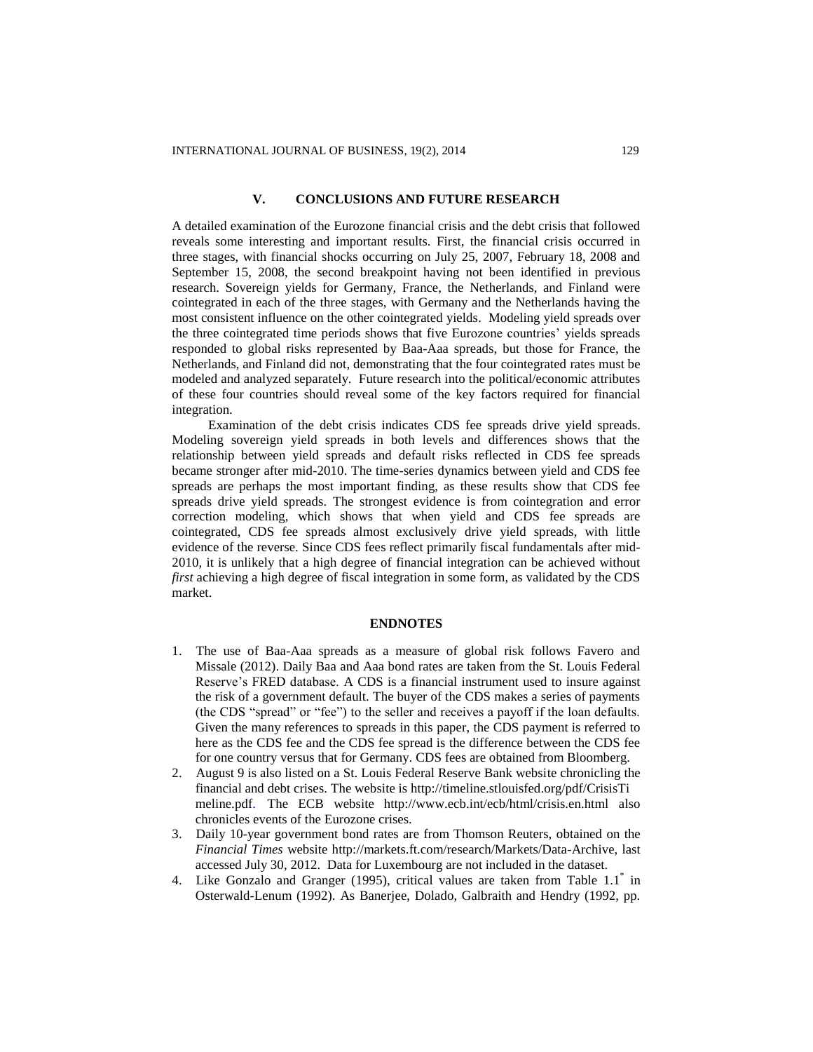## V. CONCLUSIONS AND FUTURE RESEARCH

A detailed examination of the Eurozone financial crisis and the debt crisis that followed reveals some interesting and important results. First, the financial crisis occurred in three stages, with financial shocks occurring on July 25, 2007, February 18, 2008 and September 15, 2008, the second breakpoint having not been identified in previous research. Sovereign yields for Germany, France, the Netherlands, and Finland were cointegrated in each of the three stages, with Germany and the Netherlands having the most consistent influence on the other cointegrated yields. Modeling yield spreads over the three cointegrated time periods shows that five Eurozone countries' yields spreads responded to global risks represented by Baa-Aaa spreads, but those for France, the Netherlands, and Finland did not, demonstrating that the four cointegrated rates must be modeled and analyzed separately. Future research into the political/economic attributes of these four countries should reveal some of the key factors required for financial integration.

Examination of the debt crisis indicates CDS fee spreads drive yield spreads. Modeling sovereign yield spreads in both levels and differences shows that the relationship between yield spreads and default risks reflected in CDS fee spreads became stronger after mid-2010. The time-series dynamics between yield and CDS fee spreads are perhaps the most important finding, as these results show that CDS fee spreads drive yield spreads. The strongest evidence is from cointegration and error correction modeling, which shows that when yield and CDS fee spreads are cointegrated, CDS fee spreads almost exclusively drive yield spreads, with little evidence of the reverse. Since CDS fees reflect primarily fiscal fundamentals after mid-2010, it is unlikely that a high degree of financial integration can be achieved without *first* achieving a high degree of fiscal integration in some form, as validated by the CDS market.

## ENDNOTES

1. The use of Baa-Aaa spreads as a measure of global risk follows Favero and Missale (2012). Daily Baa and Aaa bond rates are taken from the St. Louis Federal Reserve's FRED database. A CDS is a financial instrument used to insure against the risk of a government default. The buyer of the CDS makes a series of payments (the CDS "spread" or "fee") to the seller and receives a payoff if the loan defaults. Given the many references to spreads in this paper, the CDS payment is referred to here as the CDS fee and the CDS fee spread is the difference between the CDS fee for one country versus that for Germany. CDS fees are obtained from Bloomberg.
2. August 9 is also listed on a St. Louis Federal Reserve Bank website chronicling the financial and debt crises. The website is http://timeline.stlouisfed.org/pdf/CrisisTimeline.pdf. The ECB website http://www.ecb.int/ecb/html/crisis.en.html also chronicles events of the Eurozone crises.
3. Daily 10-year government bond rates are from Thomson Reuters, obtained on the *Financial Times* website http://markets.ft.com/research/Markets/Data-Archive, last accessed July 30, 2012. Data for Luxembourg are not included in the dataset.
4. Like Gonzalo and Granger (1995), critical values are taken from Table 1.1* in Osterwald-Lenum (1992). As Banerjee, Dolado, Galbraith and Hendry (1992, pp.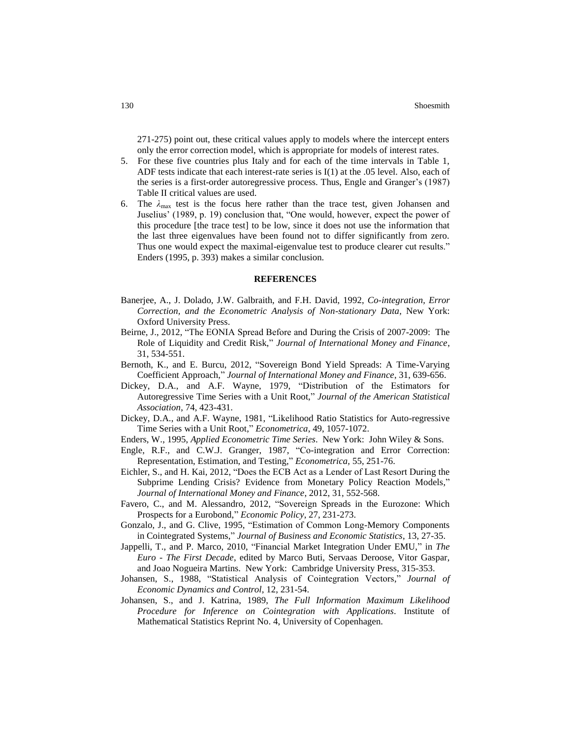271-275) point out, these critical values apply to models where the intercept enters only the error correction model, which is appropriate for models of interest rates.

5. For these five countries plus Italy and for each of the time intervals in Table 1, ADF tests indicate that each interest-rate series is I(1) at the .05 level. Also, each of the series is a first-order autoregressive process. Thus, Engle and Granger's (1987) Table II critical values are used.
6. The $\lambda_{max}$ test is the focus here rather than the trace test, given Johansen and Juselius' (1989, p. 19) conclusion that, "One would, however, expect the power of this procedure [the trace test] to be low, since it does not use the information that the last three eigenvalues have been found not to differ significantly from zero. Thus one would expect the maximal-eigenvalue test to produce clearer cut results." Enders (1995, p. 393) makes a similar conclusion.

## REFERENCES

Banerjee, A., J. Dolado, J.W. Galbraith, and F.H. David, 1992, *Co-integration, Error Correction, and the Econometric Analysis of Non-stationary Data,* New York: Oxford University Press.

Beirne, J., 2012, "The EONIA Spread Before and During the Crisis of 2007-2009: The Role of Liquidity and Credit Risk," *Journal of International Money and Finance*, 31, 534-551.

Bernoth, K., and E. Burcu, 2012, "Sovereign Bond Yield Spreads: A Time-Varying Coefficient Approach," *Journal of International Money and Finance*, 31, 639-656.

Dickey, D.A., and A.F. Wayne, 1979, "Distribution of the Estimators for Autoregressive Time Series with a Unit Root," *Journal of the American Statistical Association*, 74, 423-431.

Dickey, D.A., and A.F. Wayne, 1981, "Likelihood Ratio Statistics for Auto-regressive Time Series with a Unit Root," *Econometrica*, 49, 1057-1072.

Enders, W., 1995, *Applied Econometric Time Series*. New York: John Wiley & Sons.

Engle, R.F., and C.W.J. Granger, 1987, "Co-integration and Error Correction: Representation, Estimation, and Testing," *Econometrica*, 55, 251-76.

Eichler, S., and H. Kai, 2012, "Does the ECB Act as a Lender of Last Resort During the Subprime Lending Crisis? Evidence from Monetary Policy Reaction Models," *Journal of International Money and Finance*, 2012, 31, 552-568.

Favero, C., and M. Alessandro, 2012, "Sovereign Spreads in the Eurozone: Which Prospects for a Eurobond," *Economic Policy*, 27, 231-273.

Gonzalo, J., and G. Clive, 1995, "Estimation of Common Long-Memory Components in Cointegrated Systems," *Journal of Business and Economic Statistics*, 13, 27-35.

Jappelli, T., and P. Marco, 2010, "Financial Market Integration Under EMU," in *The Euro - The First Decade*, edited by Marco Buti, Servaas Deroose, Vitor Gaspar, and Joao Nogueira Martins. New York: Cambridge University Press, 315-353.

Johansen, S., 1988, "Statistical Analysis of Cointegration Vectors," *Journal of Economic Dynamics and Control*, 12, 231-54.

Johansen, S., and J. Katrina, 1989, *The Full Information Maximum Likelihood Procedure for Inference on Cointegration with Applications*. Institute of Mathematical Statistics Reprint No. 4, University of Copenhagen.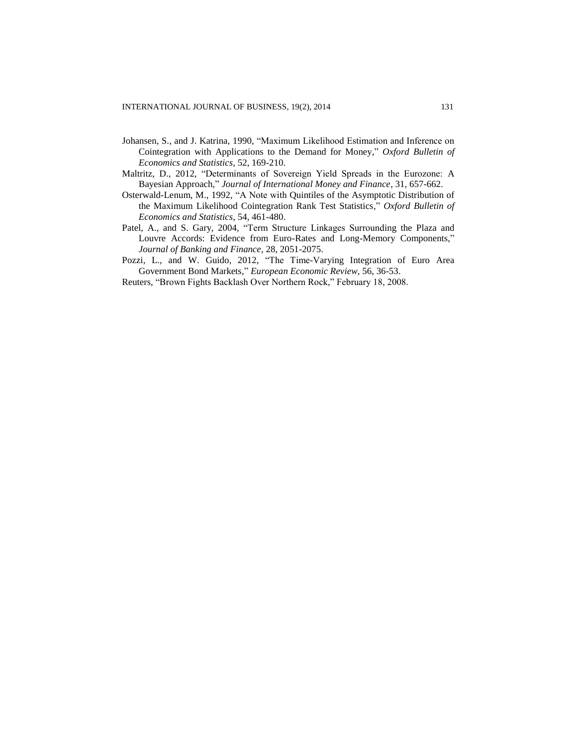Johansen, S., and J. Katrina, 1990, "Maximum Likelihood Estimation and Inference on Cointegration with Applications to the Demand for Money," *Oxford Bulletin of Economics and Statistics*, 52, 169-210.

Maltritz, D., 2012, "Determinants of Sovereign Yield Spreads in the Eurozone: A Bayesian Approach," *Journal of International Money and Finance*, 31, 657-662.

Osterwald-Lenum, M., 1992, "A Note with Quintiles of the Asymptotic Distribution of the Maximum Likelihood Cointegration Rank Test Statistics," *Oxford Bulletin of Economics and Statistics*, 54, 461-480.

Patel, A., and S. Gary, 2004, "Term Structure Linkages Surrounding the Plaza and Louvre Accords: Evidence from Euro-Rates and Long-Memory Components," *Journal of Banking and Finance*, 28, 2051-2075.

Pozzi, L., and W. Guido, 2012, "The Time-Varying Integration of Euro Area Government Bond Markets," *European Economic Review*, 56, 36-53.

Reuters, "Brown Fights Backlash Over Northern Rock," February 18, 2008.